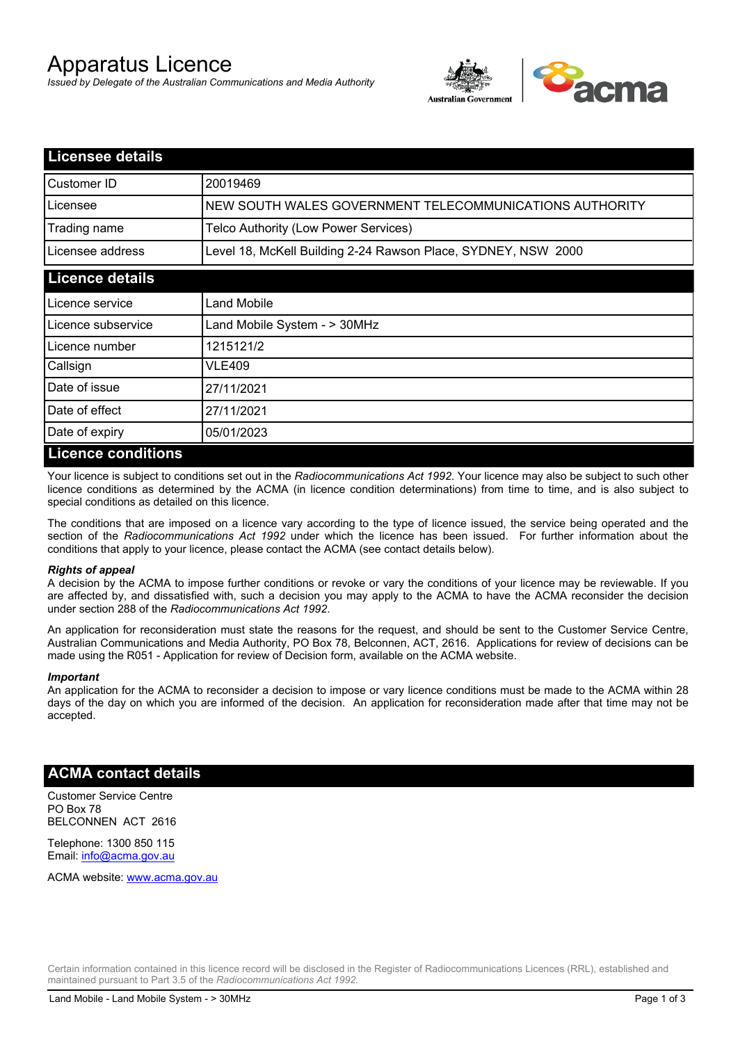# Apparatus Licence

*Issued by Delegate of the Australian Communications and Media Authority*

## Licensee details

| | |
|---|---|
| Customer ID | 20019469 |
| Licensee | NEW SOUTH WALES GOVERNMENT TELECOMMUNICATIONS AUTHORITY |
| Trading name | Telco Authority (Low Power Services) |
| Licensee address | Level 18, McKell Building 2-24 Rawson Place, SYDNEY, NSW 2000 |

## Licence details

| | |
|---|---|
| Licence service | Land Mobile |
| Licence subservice | Land Mobile System - > 30MHz |
| Licence number | 1215121/2 |
| Callsign | VLE409 |
| Date of issue | 27/11/2021 |
| Date of effect | 27/11/2021 |
| Date of expiry | 05/01/2023 |

## Licence conditions

Your licence is subject to conditions set out in the *Radiocommunications Act 1992*. Your licence may also be subject to such other licence conditions as determined by the ACMA (in licence condition determinations) from time to time, and is also subject to special conditions as detailed on this licence.

The conditions that are imposed on a licence vary according to the type of licence issued, the service being operated and the section of the *Radiocommunications Act 1992* under which the licence has been issued. For further information about the conditions that apply to your licence, please contact the ACMA (see contact details below).

***Rights of appeal***

A decision by the ACMA to impose further conditions or revoke or vary the conditions of your licence may be reviewable. If you are affected by, and dissatisfied with, such a decision you may apply to the ACMA to have the ACMA reconsider the decision under section 288 of the *Radiocommunications Act 1992*.

An application for reconsideration must state the reasons for the request, and should be sent to the Customer Service Centre, Australian Communications and Media Authority, PO Box 78, Belconnen, ACT, 2616. Applications for review of decisions can be made using the R051 - Application for review of Decision form, available on the ACMA website.

***Important***

An application for the ACMA to reconsider a decision to impose or vary licence conditions must be made to the ACMA within 28 days of the day on which you are informed of the decision. An application for reconsideration made after that time may not be accepted.

## ACMA contact details

Customer Service Centre
PO Box 78
BELCONNEN ACT 2616

Telephone: 1300 850 115
Email: info@acma.gov.au

ACMA website: www.acma.gov.au

Certain information contained in this licence record will be disclosed in the Register of Radiocommunications Licences (RRL), established and maintained pursuant to Part 3.5 of the *Radiocommunications Act 1992.*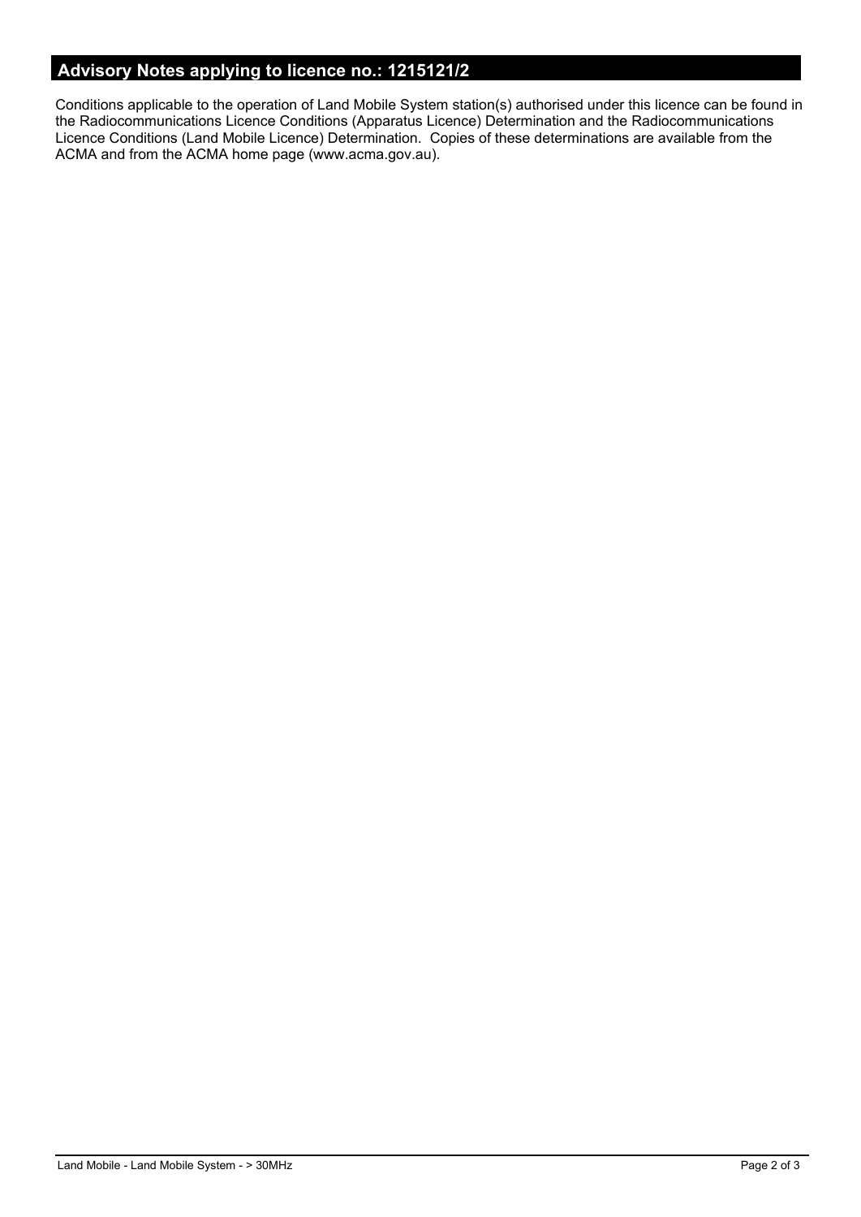## Advisory Notes applying to licence no.: 1215121/2

Conditions applicable to the operation of Land Mobile System station(s) authorised under this licence can be found in the Radiocommunications Licence Conditions (Apparatus Licence) Determination and the Radiocommunications Licence Conditions (Land Mobile Licence) Determination. Copies of these determinations are available from the ACMA and from the ACMA home page (www.acma.gov.au).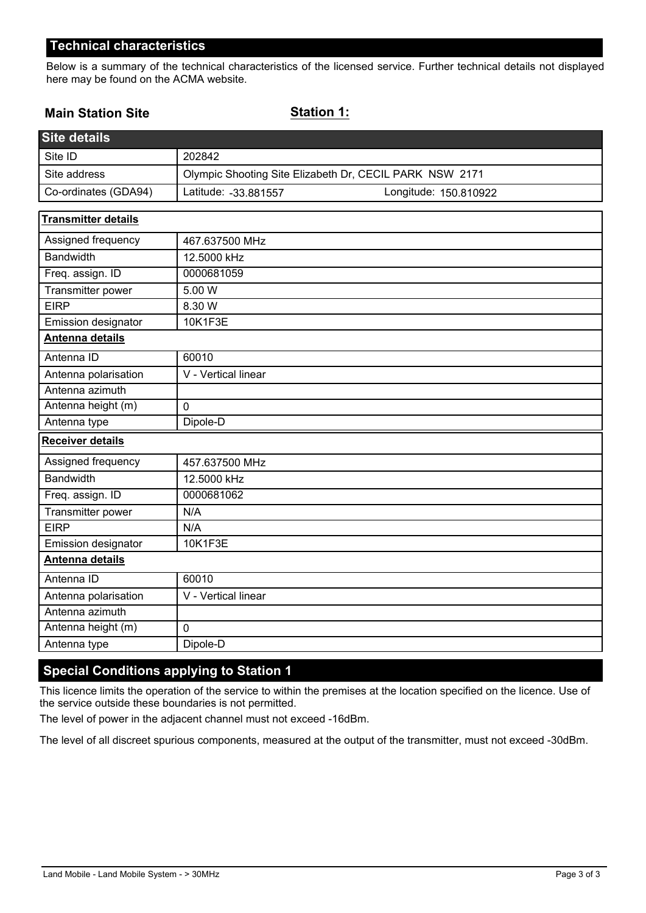## Technical characteristics

Below is a summary of the technical characteristics of the licensed service. Further technical details not displayed here may be found on the ACMA website.

**Main Station Site** **Station 1:**

| Site details | |
|---|---|
| Site ID | 202842 |
| Site address | Olympic Shooting Site Elizabeth Dr, CECIL PARK NSW 2171 |
| Co-ordinates (GDA94) | Latitude: -33.881557 Longitude: 150.810922 |

| Transmitter details | |
|---|---|
| Assigned frequency | 467.637500 MHz |
| Bandwidth | 12.5000 kHz |
| Freq. assign. ID | 0000681059 |
| Transmitter power | 5.00 W |
| EIRP | 8.30 W |
| Emission designator | 10K1F3E |
| **Antenna details** | |
| Antenna ID | 60010 |
| Antenna polarisation | V - Vertical linear |
| Antenna azimuth | |
| Antenna height (m) | 0 |
| Antenna type | Dipole-D |

| Receiver details | |
|---|---|
| Assigned frequency | 457.637500 MHz |
| Bandwidth | 12.5000 kHz |
| Freq. assign. ID | 0000681062 |
| Transmitter power | N/A |
| EIRP | N/A |
| Emission designator | 10K1F3E |
| **Antenna details** | |
| Antenna ID | 60010 |
| Antenna polarisation | V - Vertical linear |
| Antenna azimuth | |
| Antenna height (m) | 0 |
| Antenna type | Dipole-D |

## Special Conditions applying to Station 1

This licence limits the operation of the service to within the premises at the location specified on the licence. Use of the service outside these boundaries is not permitted.

The level of power in the adjacent channel must not exceed -16dBm.

The level of all discreet spurious components, measured at the output of the transmitter, must not exceed -30dBm.